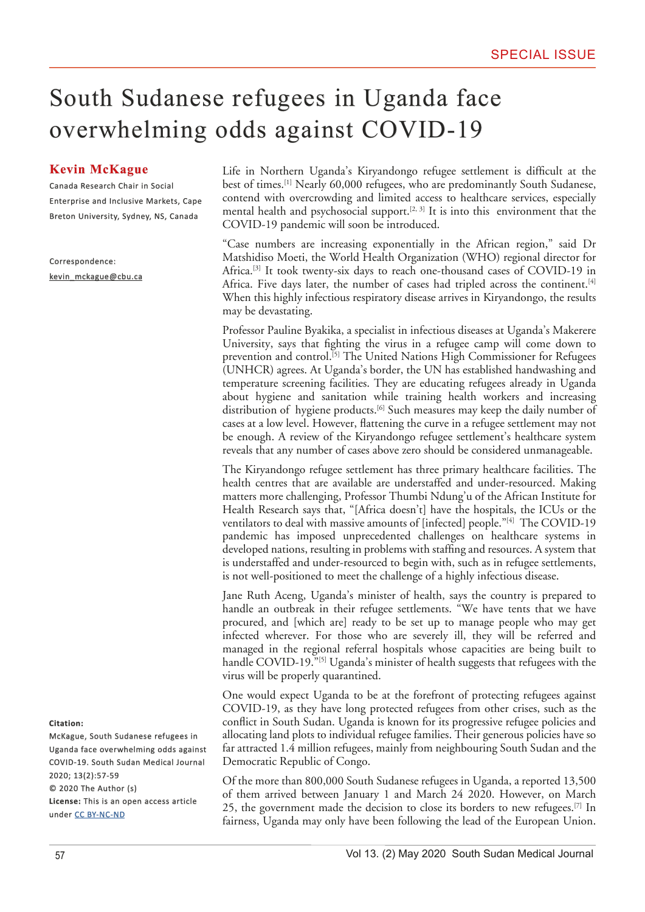SPECIAL ISSUE

# South Sudanese refugees in Uganda face overwhelming odds against COVID-19

**Kevin McKague**

Canada Research Chair in Social Enterprise and Inclusive Markets, Cape Breton University, Sydney, NS, Canada

Correspondence: kevin_mckague@cbu.ca

**Citation:** McKague, South Sudanese refugees in Uganda face overwhelming odds against COVID-19. South Sudan Medical Journal 2020; 13(2):57-59

© 2020 The Author (s)

**License:** This is an open access article under CC BY-NC-ND

Life in Northern Uganda's Kiryandongo refugee settlement is difficult at the best of times.[1] Nearly 60,000 refugees, who are predominantly South Sudanese, contend with overcrowding and limited access to healthcare services, especially mental health and psychosocial support.[2, 3] It is into this environment that the COVID-19 pandemic will soon be introduced.

"Case numbers are increasing exponentially in the African region," said Dr Matshidiso Moeti, the World Health Organization (WHO) regional director for Africa.[3] It took twenty-six days to reach one-thousand cases of COVID-19 in Africa. Five days later, the number of cases had tripled across the continent.[4] When this highly infectious respiratory disease arrives in Kiryandongo, the results may be devastating.

Professor Pauline Byakika, a specialist in infectious diseases at Uganda's Makerere University, says that fighting the virus in a refugee camp will come down to prevention and control.[5] The United Nations High Commissioner for Refugees (UNHCR) agrees. At Uganda's border, the UN has established handwashing and temperature screening facilities. They are educating refugees already in Uganda about hygiene and sanitation while training health workers and increasing distribution of hygiene products.[6] Such measures may keep the daily number of cases at a low level. However, flattening the curve in a refugee settlement may not be enough. A review of the Kiryandongo refugee settlement's healthcare system reveals that any number of cases above zero should be considered unmanageable.

The Kiryandongo refugee settlement has three primary healthcare facilities. The health centres that are available are understaffed and under-resourced. Making matters more challenging, Professor Thumbi Ndung'u of the African Institute for Health Research says that, "[Africa doesn't] have the hospitals, the ICUs or the ventilators to deal with massive amounts of [infected] people."[4] The COVID-19 pandemic has imposed unprecedented challenges on healthcare systems in developed nations, resulting in problems with staffing and resources. A system that is understaffed and under-resourced to begin with, such as in refugee settlements, is not well-positioned to meet the challenge of a highly infectious disease.

Jane Ruth Aceng, Uganda's minister of health, says the country is prepared to handle an outbreak in their refugee settlements. "We have tents that we have procured, and [which are] ready to be set up to manage people who may get infected wherever. For those who are severely ill, they will be referred and managed in the regional referral hospitals whose capacities are being built to handle COVID-19."[5] Uganda's minister of health suggests that refugees with the virus will be properly quarantined.

One would expect Uganda to be at the forefront of protecting refugees against COVID-19, as they have long protected refugees from other crises, such as the conflict in South Sudan. Uganda is known for its progressive refugee policies and allocating land plots to individual refugee families. Their generous policies have so far attracted 1.4 million refugees, mainly from neighbouring South Sudan and the Democratic Republic of Congo.

Of the more than 800,000 South Sudanese refugees in Uganda, a reported 13,500 of them arrived between January 1 and March 24 2020. However, on March 25, the government made the decision to close its borders to new refugees.[7] In fairness, Uganda may only have been following the lead of the European Union.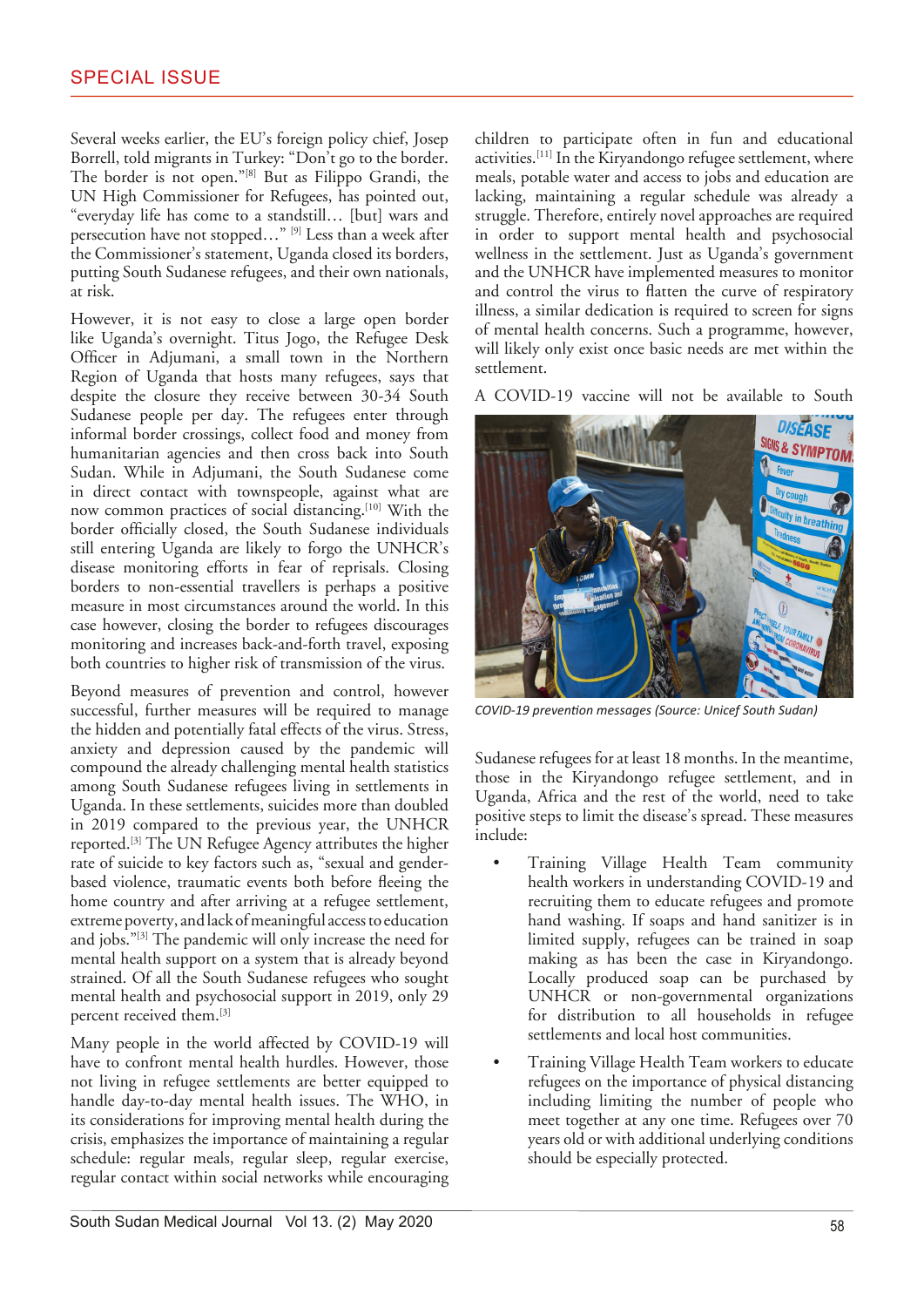Several weeks earlier, the EU's foreign policy chief, Josep Borrell, told migrants in Turkey: "Don't go to the border. The border is not open."[8] But as Filippo Grandi, the UN High Commissioner for Refugees, has pointed out, "everyday life has come to a standstill… [but] wars and persecution have not stopped…" [9] Less than a week after the Commissioner's statement, Uganda closed its borders, putting South Sudanese refugees, and their own nationals, at risk.

However, it is not easy to close a large open border like Uganda's overnight. Titus Jogo, the Refugee Desk Officer in Adjumani, a small town in the Northern Region of Uganda that hosts many refugees, says that despite the closure they receive between 30-34 South Sudanese people per day. The refugees enter through informal border crossings, collect food and money from humanitarian agencies and then cross back into South Sudan. While in Adjumani, the South Sudanese come in direct contact with townspeople, against what are now common practices of social distancing.[10] With the border officially closed, the South Sudanese individuals still entering Uganda are likely to forgo the UNHCR's disease monitoring efforts in fear of reprisals. Closing borders to non-essential travellers is perhaps a positive measure in most circumstances around the world. In this case however, closing the border to refugees discourages monitoring and increases back-and-forth travel, exposing both countries to higher risk of transmission of the virus.

Beyond measures of prevention and control, however successful, further measures will be required to manage the hidden and potentially fatal effects of the virus. Stress, anxiety and depression caused by the pandemic will compound the already challenging mental health statistics among South Sudanese refugees living in settlements in Uganda. In these settlements, suicides more than doubled in 2019 compared to the previous year, the UNHCR reported.[3] The UN Refugee Agency attributes the higher rate of suicide to key factors such as, "sexual and gender-based violence, traumatic events both before fleeing the home country and after arriving at a refugee settlement, extreme poverty, and lack of meaningful access to education and jobs."[3] The pandemic will only increase the need for mental health support on a system that is already beyond strained. Of all the South Sudanese refugees who sought mental health and psychosocial support in 2019, only 29 percent received them.[3]

Many people in the world affected by COVID-19 will have to confront mental health hurdles. However, those not living in refugee settlements are better equipped to handle day-to-day mental health issues. The WHO, in its considerations for improving mental health during the crisis, emphasizes the importance of maintaining a regular schedule: regular meals, regular sleep, regular exercise, regular contact within social networks while encouraging children to participate often in fun and educational activities.[11] In the Kiryandongo refugee settlement, where meals, potable water and access to jobs and education are lacking, maintaining a regular schedule was already a struggle. Therefore, entirely novel approaches are required in order to support mental health and psychosocial wellness in the settlement. Just as Uganda's government and the UNHCR have implemented measures to monitor and control the virus to flatten the curve of respiratory illness, a similar dedication is required to screen for signs of mental health concerns. Such a programme, however, will likely only exist once basic needs are met within the settlement.

A COVID-19 vaccine will not be available to South Sudanese refugees for at least 18 months. In the meantime, those in the Kiryandongo refugee settlement, and in Uganda, Africa and the rest of the world, need to take positive steps to limit the disease's spread. These measures include:

*COVID-19 prevention messages (Source: Unicef South Sudan)*

- Training Village Health Team community health workers in understanding COVID-19 and recruiting them to educate refugees and promote hand washing. If soaps and hand sanitizer is in limited supply, refugees can be trained in soap making as has been the case in Kiryandongo. Locally produced soap can be purchased by UNHCR or non-governmental organizations for distribution to all households in refugee settlements and local host communities.
- Training Village Health Team workers to educate refugees on the importance of physical distancing including limiting the number of people who meet together at any one time. Refugees over 70 years old or with additional underlying conditions should be especially protected.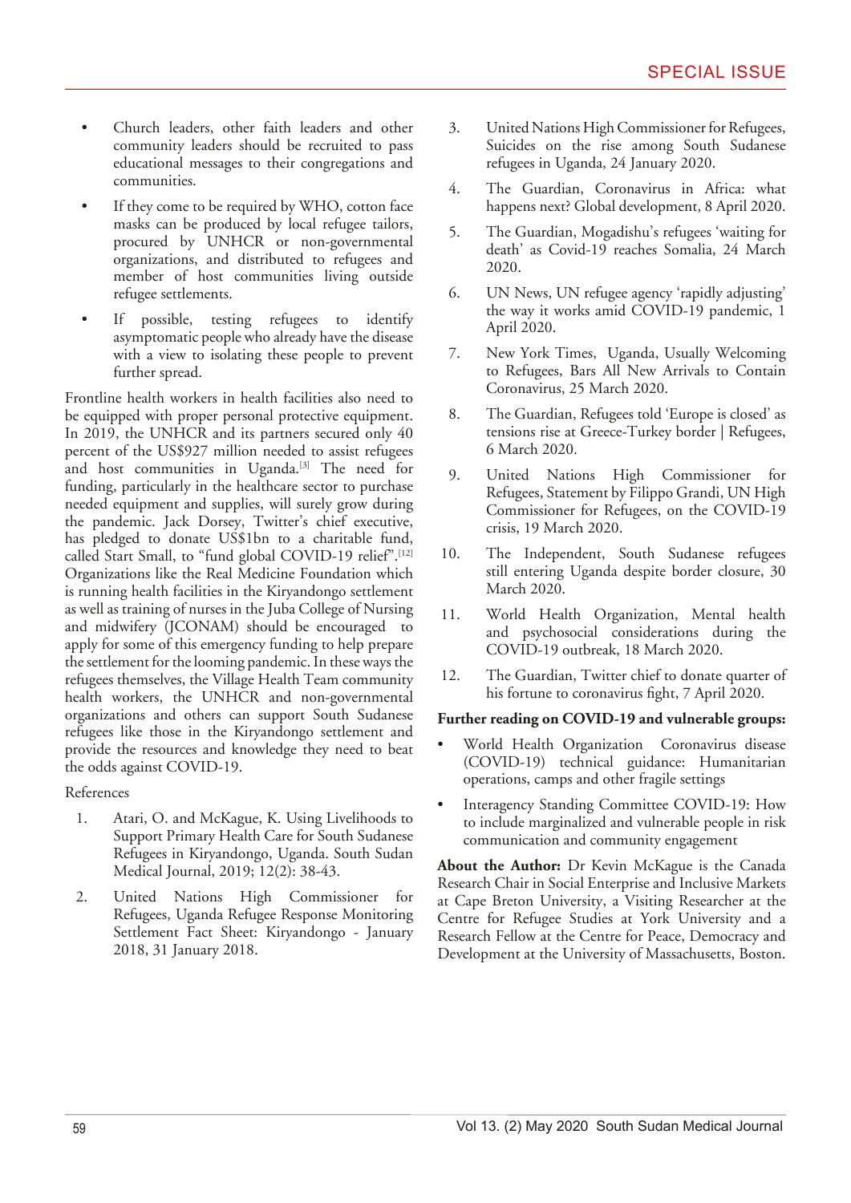- Church leaders, other faith leaders and other community leaders should be recruited to pass educational messages to their congregations and communities.
- If they come to be required by WHO, cotton face masks can be produced by local refugee tailors, procured by UNHCR or non-governmental organizations, and distributed to refugees and member of host communities living outside refugee settlements.
- If possible, testing refugees to identify asymptomatic people who already have the disease with a view to isolating these people to prevent further spread.

Frontline health workers in health facilities also need to be equipped with proper personal protective equipment. In 2019, the UNHCR and its partners secured only 40 percent of the US$927 million needed to assist refugees and host communities in Uganda.[3] The need for funding, particularly in the healthcare sector to purchase needed equipment and supplies, will surely grow during the pandemic. Jack Dorsey, Twitter's chief executive, has pledged to donate US$1bn to a charitable fund, called Start Small, to "fund global COVID-19 relief".[12] Organizations like the Real Medicine Foundation which is running health facilities in the Kiryandongo settlement as well as training of nurses in the Juba College of Nursing and midwifery (JCONAM) should be encouraged to apply for some of this emergency funding to help prepare the settlement for the looming pandemic. In these ways the refugees themselves, the Village Health Team community health workers, the UNHCR and non-governmental organizations and others can support South Sudanese refugees like those in the Kiryandongo settlement and provide the resources and knowledge they need to beat the odds against COVID-19.

References

1. Atari, O. and McKague, K. Using Livelihoods to Support Primary Health Care for South Sudanese Refugees in Kiryandongo, Uganda. South Sudan Medical Journal, 2019; 12(2): 38-43.
2. United Nations High Commissioner for Refugees, Uganda Refugee Response Monitoring Settlement Fact Sheet: Kiryandongo - January 2018, 31 January 2018.
3. United Nations High Commissioner for Refugees, Suicides on the rise among South Sudanese refugees in Uganda, 24 January 2020.
4. The Guardian, Coronavirus in Africa: what happens next? Global development, 8 April 2020.
5. The Guardian, Mogadishu's refugees 'waiting for death' as Covid-19 reaches Somalia, 24 March 2020.
6. UN News, UN refugee agency 'rapidly adjusting' the way it works amid COVID-19 pandemic, 1 April 2020.
7. New York Times, Uganda, Usually Welcoming to Refugees, Bars All New Arrivals to Contain Coronavirus, 25 March 2020.
8. The Guardian, Refugees told 'Europe is closed' as tensions rise at Greece-Turkey border | Refugees, 6 March 2020.
9. United Nations High Commissioner for Refugees, Statement by Filippo Grandi, UN High Commissioner for Refugees, on the COVID-19 crisis, 19 March 2020.
10. The Independent, South Sudanese refugees still entering Uganda despite border closure, 30 March 2020.
11. World Health Organization, Mental health and psychosocial considerations during the COVID-19 outbreak, 18 March 2020.
12. The Guardian, Twitter chief to donate quarter of his fortune to coronavirus fight, 7 April 2020.

**Further reading on COVID-19 and vulnerable groups:**

- World Health Organization Coronavirus disease (COVID-19) technical guidance: Humanitarian operations, camps and other fragile settings
- Interagency Standing Committee COVID-19: How to include marginalized and vulnerable people in risk communication and community engagement

**About the Author:** Dr Kevin McKague is the Canada Research Chair in Social Enterprise and Inclusive Markets at Cape Breton University, a Visiting Researcher at the Centre for Refugee Studies at York University and a Research Fellow at the Centre for Peace, Democracy and Development at the University of Massachusetts, Boston.